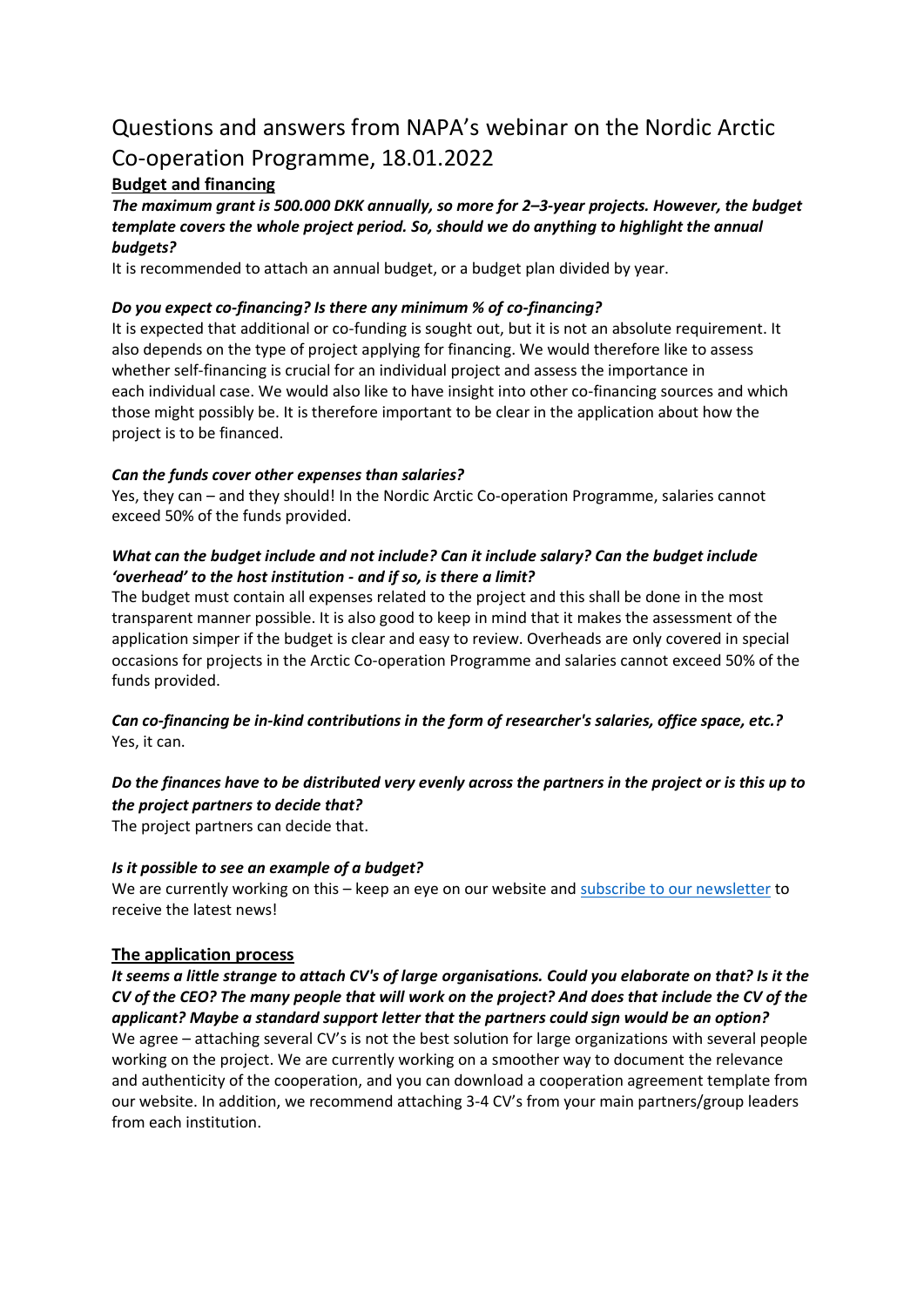# Questions and answers from NAPA's webinar on the Nordic Arctic Co-operation Programme, 18.01.2022

## Budget and financing

***The maximum grant is 500.000 DKK annually, so more for 2–3-year projects. However, the budget template covers the whole project period. So, should we do anything to highlight the annual budgets?***

It is recommended to attach an annual budget, or a budget plan divided by year.

***Do you expect co-financing? Is there any minimum % of co-financing?***

It is expected that additional or co-funding is sought out, but it is not an absolute requirement. It also depends on the type of project applying for financing. We would therefore like to assess whether self-financing is crucial for an individual project and assess the importance in each individual case. We would also like to have insight into other co-financing sources and which those might possibly be. It is therefore important to be clear in the application about how the project is to be financed.

***Can the funds cover other expenses than salaries?***

Yes, they can – and they should! In the Nordic Arctic Co-operation Programme, salaries cannot exceed 50% of the funds provided.

***What can the budget include and not include? Can it include salary? Can the budget include 'overhead' to the host institution - and if so, is there a limit?***

The budget must contain all expenses related to the project and this shall be done in the most transparent manner possible. It is also good to keep in mind that it makes the assessment of the application simper if the budget is clear and easy to review. Overheads are only covered in special occasions for projects in the Arctic Co-operation Programme and salaries cannot exceed 50% of the funds provided.

***Can co-financing be in-kind contributions in the form of researcher's salaries, office space, etc.?***

Yes, it can.

***Do the finances have to be distributed very evenly across the partners in the project or is this up to the project partners to decide that?***

The project partners can decide that.

***Is it possible to see an example of a budget?***

We are currently working on this – keep an eye on our website and subscribe to our newsletter to receive the latest news!

## The application process

***It seems a little strange to attach CV's of large organisations. Could you elaborate on that? Is it the CV of the CEO? The many people that will work on the project? And does that include the CV of the applicant? Maybe a standard support letter that the partners could sign would be an option?***

We agree – attaching several CV's is not the best solution for large organizations with several people working on the project. We are currently working on a smoother way to document the relevance and authenticity of the cooperation, and you can download a cooperation agreement template from our website. In addition, we recommend attaching 3-4 CV's from your main partners/group leaders from each institution.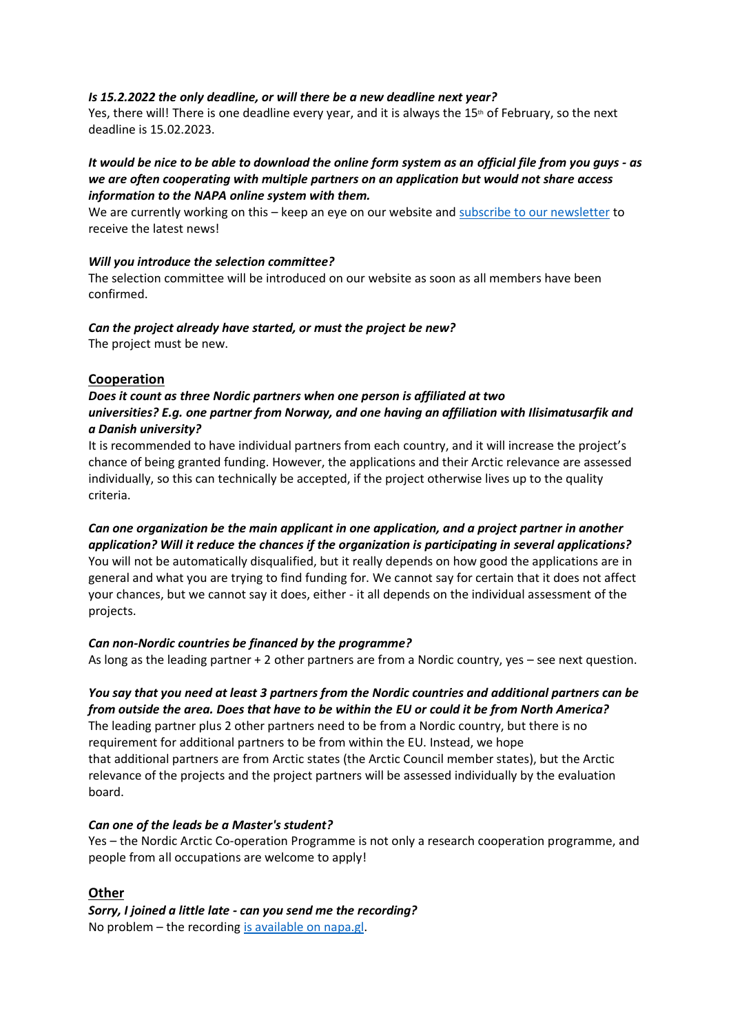***Is 15.2.2022 the only deadline, or will there be a new deadline next year?***
Yes, there will! There is one deadline every year, and it is always the 15th of February, so the next deadline is 15.02.2023.

***It would be nice to be able to download the online form system as an official file from you guys - as we are often cooperating with multiple partners on an application but would not share access information to the NAPA online system with them.***
We are currently working on this – keep an eye on our website and subscribe to our newsletter to receive the latest news!

***Will you introduce the selection committee?***
The selection committee will be introduced on our website as soon as all members have been confirmed.

***Can the project already have started, or must the project be new?***
The project must be new.

## Cooperation

***Does it count as three Nordic partners when one person is affiliated at two universities? E.g. one partner from Norway, and one having an affiliation with Ilisimatusarfik and a Danish university?***
It is recommended to have individual partners from each country, and it will increase the project's chance of being granted funding. However, the applications and their Arctic relevance are assessed individually, so this can technically be accepted, if the project otherwise lives up to the quality criteria.

***Can one organization be the main applicant in one application, and a project partner in another application? Will it reduce the chances if the organization is participating in several applications?***
You will not be automatically disqualified, but it really depends on how good the applications are in general and what you are trying to find funding for. We cannot say for certain that it does not affect your chances, but we cannot say it does, either - it all depends on the individual assessment of the projects.

***Can non-Nordic countries be financed by the programme?***
As long as the leading partner + 2 other partners are from a Nordic country, yes – see next question.

***You say that you need at least 3 partners from the Nordic countries and additional partners can be from outside the area. Does that have to be within the EU or could it be from North America?***
The leading partner plus 2 other partners need to be from a Nordic country, but there is no requirement for additional partners to be from within the EU. Instead, we hope that additional partners are from Arctic states (the Arctic Council member states), but the Arctic relevance of the projects and the project partners will be assessed individually by the evaluation board.

***Can one of the leads be a Master's student?***
Yes – the Nordic Arctic Co-operation Programme is not only a research cooperation programme, and people from all occupations are welcome to apply!

## Other

***Sorry, I joined a little late - can you send me the recording?***
No problem – the recording is available on napa.gl.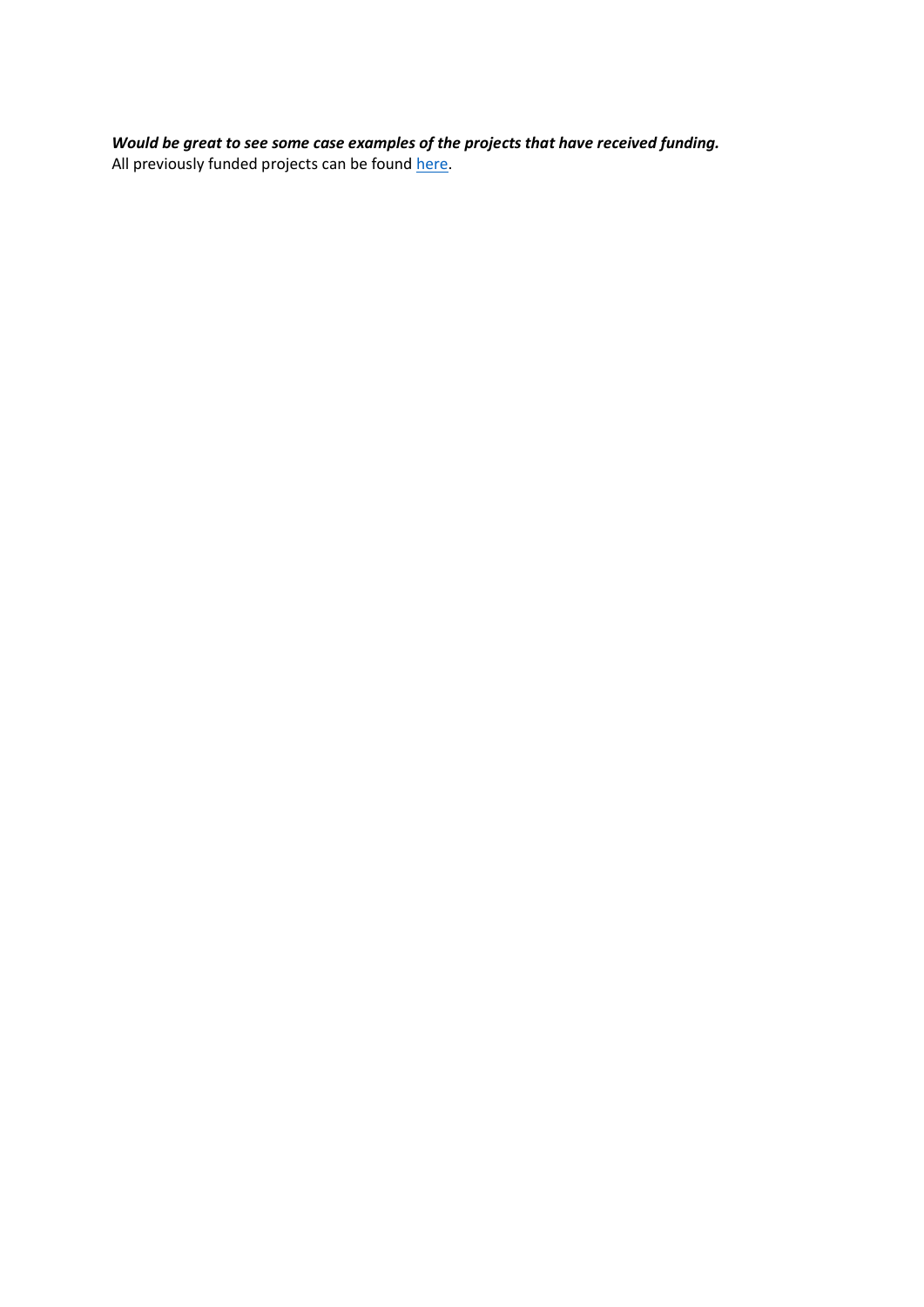***Would be great to see some case examples of the projects that have received funding.***
All previously funded projects can be found here.